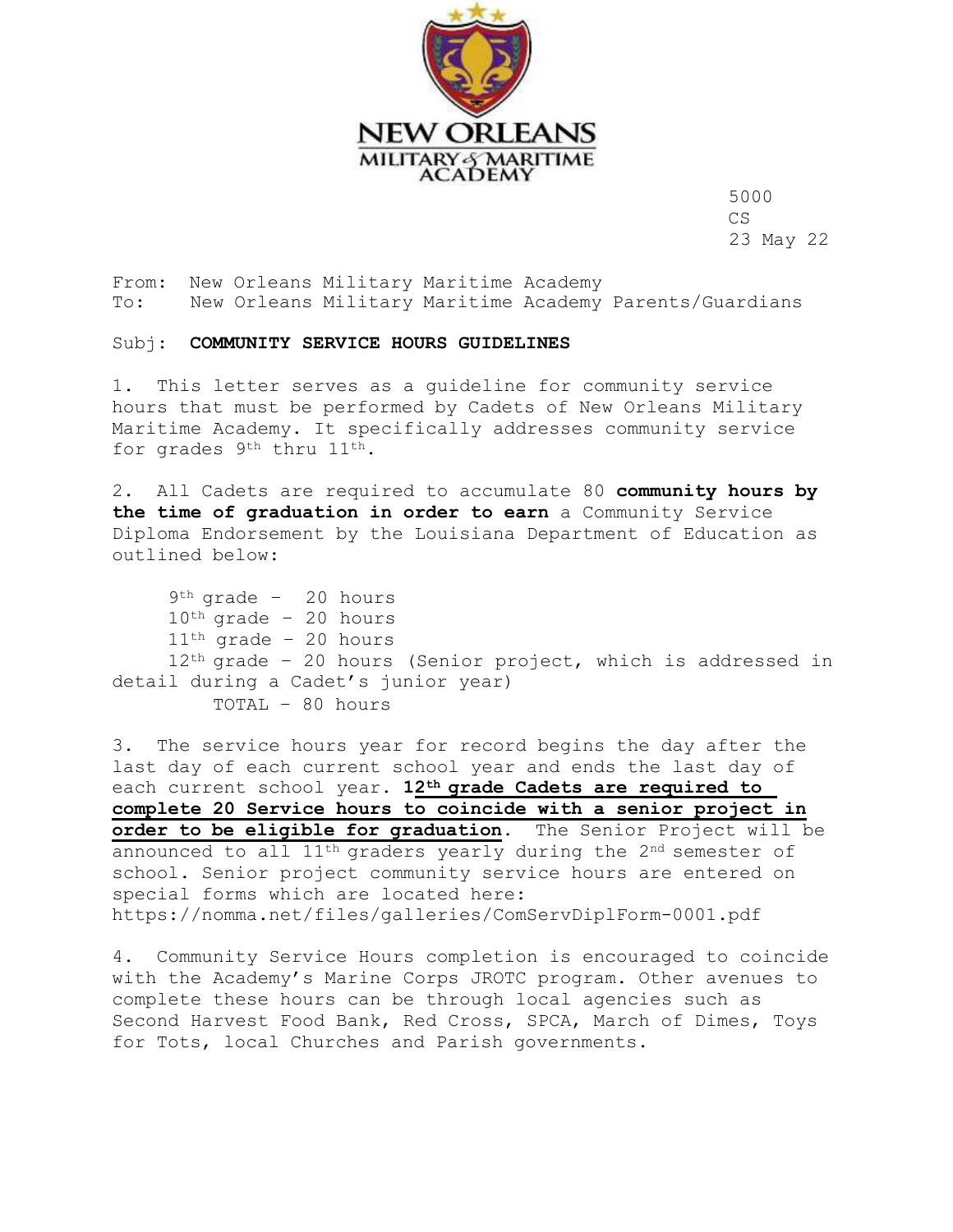NEW ORLEANS
MILITARY & MARITIME
ACADEMY

5000
CS
23 May 22

From: New Orleans Military Maritime Academy
To: New Orleans Military Maritime Academy Parents/Guardians

Subj: **COMMUNITY SERVICE HOURS GUIDELINES**

1. This letter serves as a guideline for community service hours that must be performed by Cadets of New Orleans Military Maritime Academy. It specifically addresses community service for grades 9th thru 11th.

2. All Cadets are required to accumulate 80 **community hours by the time of graduation in order to earn** a Community Service Diploma Endorsement by the Louisiana Department of Education as outlined below:

9th grade – 20 hours
10th grade – 20 hours
11th grade – 20 hours
12th grade – 20 hours (Senior project, which is addressed in detail during a Cadet's junior year)
TOTAL – 80 hours

3. The service hours year for record begins the day after the last day of each current school year and ends the last day of each current school year. **12th grade Cadets are required to complete 20 Service hours to coincide with a senior project in order to be eligible for graduation**. The Senior Project will be announced to all 11th graders yearly during the 2nd semester of school. Senior project community service hours are entered on special forms which are located here: https://nomma.net/files/galleries/ComServDiplForm-0001.pdf

4. Community Service Hours completion is encouraged to coincide with the Academy's Marine Corps JROTC program. Other avenues to complete these hours can be through local agencies such as Second Harvest Food Bank, Red Cross, SPCA, March of Dimes, Toys for Tots, local Churches and Parish governments.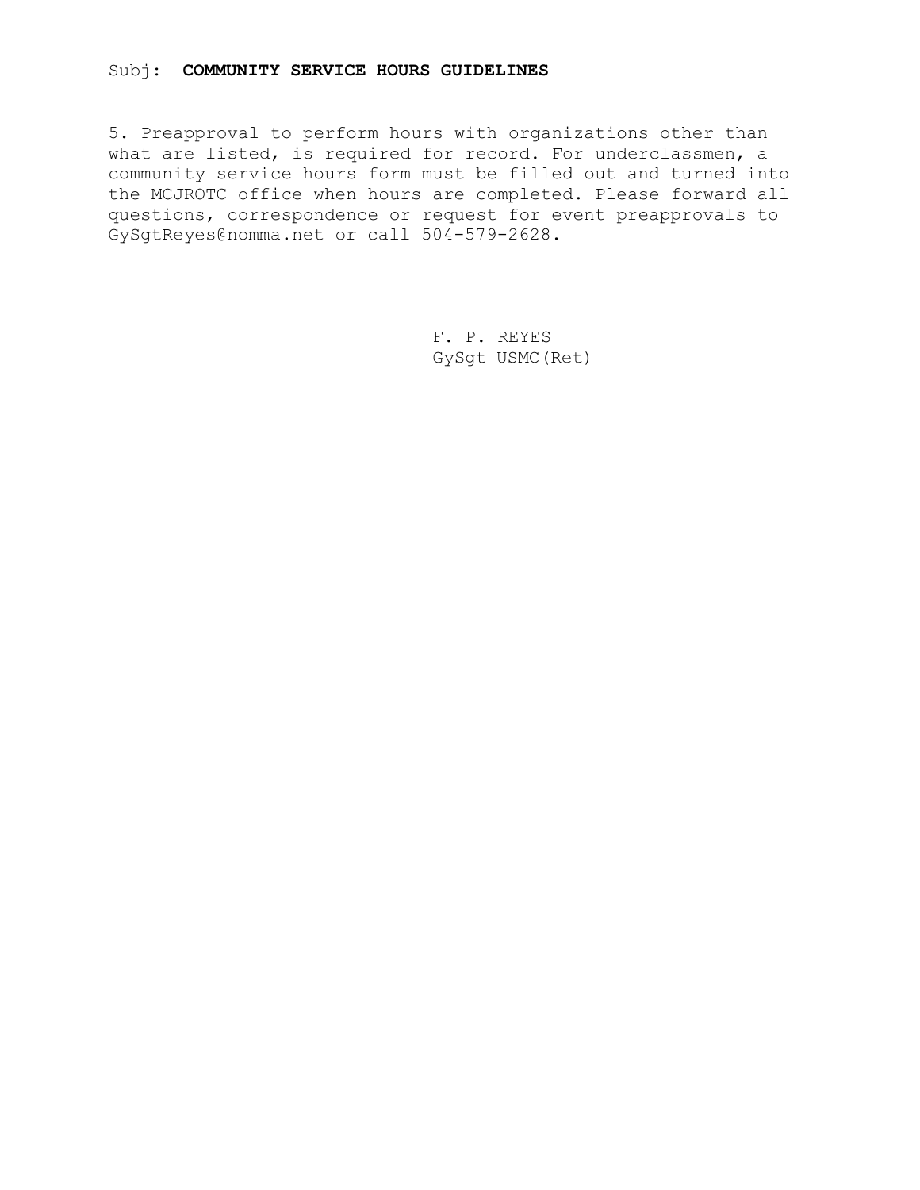Subj: **COMMUNITY SERVICE HOURS GUIDELINES**

5. Preapproval to perform hours with organizations other than what are listed, is required for record. For underclassmen, a community service hours form must be filled out and turned into the MCJROTC office when hours are completed. Please forward all questions, correspondence or request for event preapprovals to GySgtReyes@nomma.net or call 504-579-2628.

F. P. REYES
GySgt USMC(Ret)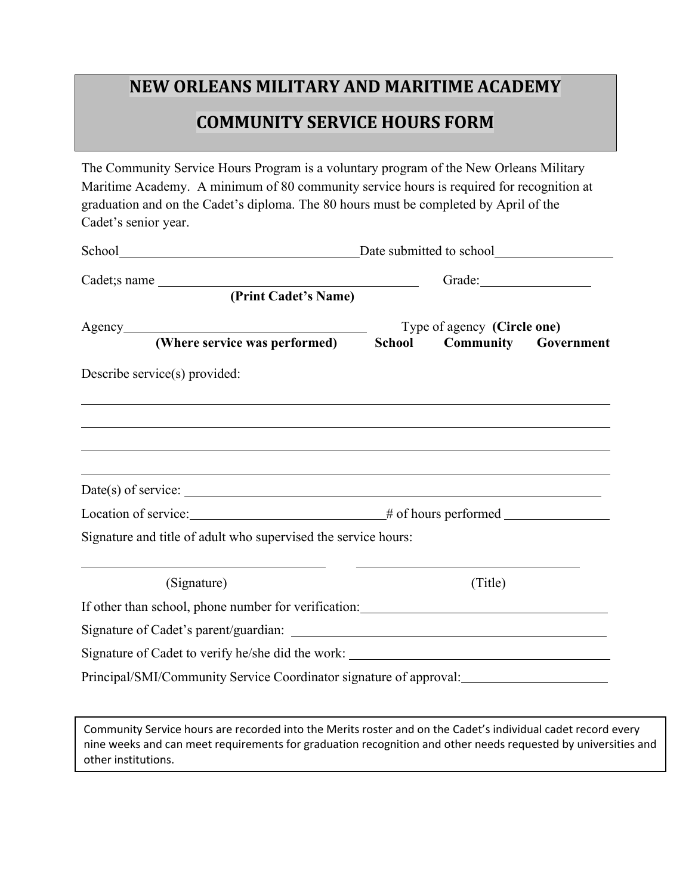# NEW ORLEANS MILITARY AND MARITIME ACADEMY

# COMMUNITY SERVICE HOURS FORM

The Community Service Hours Program is a voluntary program of the New Orleans Military Maritime Academy. A minimum of 80 community service hours is required for recognition at graduation and on the Cadet's diploma. The 80 hours must be completed by April of the Cadet's senior year.

School\_\_\_\_\_\_\_\_\_\_\_\_\_\_\_\_\_\_\_\_\_\_\_\_\_\_\_\_\_\_\_\_\_\_\_\_Date submitted to school\_\_\_\_\_\_\_\_\_\_\_\_\_\_\_\_\_\_

Cadet;s name \_\_\_\_\_\_\_\_\_\_\_\_\_\_\_\_\_\_\_\_\_\_\_\_\_\_\_\_\_\_\_\_\_\_\_\_\_\_\_ Grade:\_\_\_\_\_\_\_\_\_\_\_\_\_\_\_\_\_
**(Print Cadet's Name)**

Agency\_\_\_\_\_\_\_\_\_\_\_\_\_\_\_\_\_\_\_\_\_\_\_\_\_\_\_\_\_\_\_\_\_\_\_\_\_ Type of agency **(Circle one)**
**(Where service was performed)** **School** **Community** **Government**

Describe service(s) provided:

\_\_\_\_\_\_\_\_\_\_\_\_\_\_\_\_\_\_\_\_\_\_\_\_\_\_\_\_\_\_\_\_\_\_\_\_\_\_\_\_\_\_\_\_\_\_\_\_\_\_\_\_\_\_\_\_\_\_\_\_\_\_\_\_\_\_\_\_\_\_\_\_\_\_\_\_\_\_

\_\_\_\_\_\_\_\_\_\_\_\_\_\_\_\_\_\_\_\_\_\_\_\_\_\_\_\_\_\_\_\_\_\_\_\_\_\_\_\_\_\_\_\_\_\_\_\_\_\_\_\_\_\_\_\_\_\_\_\_\_\_\_\_\_\_\_\_\_\_\_\_\_\_\_\_\_\_

\_\_\_\_\_\_\_\_\_\_\_\_\_\_\_\_\_\_\_\_\_\_\_\_\_\_\_\_\_\_\_\_\_\_\_\_\_\_\_\_\_\_\_\_\_\_\_\_\_\_\_\_\_\_\_\_\_\_\_\_\_\_\_\_\_\_\_\_\_\_\_\_\_\_\_\_\_\_

\_\_\_\_\_\_\_\_\_\_\_\_\_\_\_\_\_\_\_\_\_\_\_\_\_\_\_\_\_\_\_\_\_\_\_\_\_\_\_\_\_\_\_\_\_\_\_\_\_\_\_\_\_\_\_\_\_\_\_\_\_\_\_\_\_\_\_\_\_\_\_\_\_\_\_\_\_\_

Date(s) of service: \_\_\_\_\_\_\_\_\_\_\_\_\_\_\_\_\_\_\_\_\_\_\_\_\_\_\_\_\_\_\_\_\_\_\_\_\_\_\_\_\_\_\_\_\_\_\_\_\_\_\_\_\_\_\_\_\_\_\_\_\_

Location of service:\_\_\_\_\_\_\_\_\_\_\_\_\_\_\_\_\_\_\_\_\_\_\_\_\_\_\_\_\_\_# of hours performed \_\_\_\_\_\_\_\_\_\_\_\_\_\_\_\_

Signature and title of adult who supervised the service hours:

\_\_\_\_\_\_\_\_\_\_\_\_\_\_\_\_\_\_\_\_\_\_\_\_\_\_\_\_\_\_\_\_\_\_\_\_\_ \_\_\_\_\_\_\_\_\_\_\_\_\_\_\_\_\_\_\_\_\_\_\_\_\_\_\_\_\_\_\_\_\_\_\_\_

(Signature) (Title)

If other than school, phone number for verification:\_\_\_\_\_\_\_\_\_\_\_\_\_\_\_\_\_\_\_\_\_\_\_\_\_\_\_\_\_\_\_\_\_\_\_\_\_\_

Signature of Cadet's parent/guardian: \_\_\_\_\_\_\_\_\_\_\_\_\_\_\_\_\_\_\_\_\_\_\_\_\_\_\_\_\_\_\_\_\_\_\_\_\_\_\_\_\_\_\_\_\_\_\_\_\_

Signature of Cadet to verify he/she did the work: \_\_\_\_\_\_\_\_\_\_\_\_\_\_\_\_\_\_\_\_\_\_\_\_\_\_\_\_\_\_\_\_\_\_\_\_\_\_\_\_

Principal/SMI/Community Service Coordinator signature of approval:\_\_\_\_\_\_\_\_\_\_\_\_\_\_\_\_\_\_\_\_\_\_

Community Service hours are recorded into the Merits roster and on the Cadet's individual cadet record every nine weeks and can meet requirements for graduation recognition and other needs requested by universities and other institutions.